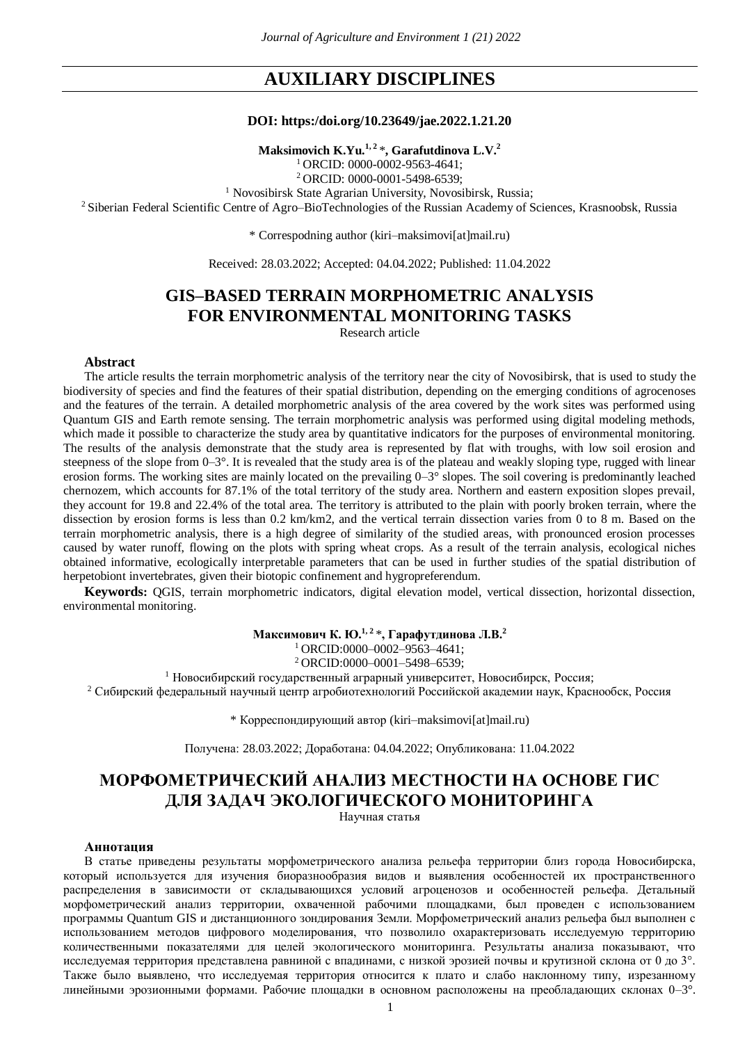# AUXILIARY DISCIPLINES

**DOI: https:/doi.org/10.23649/jae.2022.1.21.20**

**Maksimovich K.Yu.[1, 2] \*, Garafutdinova L.V.[2]**

[1] ORCID: 0000-0002-9563-4641;
[2] ORCID: 0000-0001-5498-6539;
[1] Novosibirsk State Agrarian University, Novosibirsk, Russia;
[2] Siberian Federal Scientific Centre of Agro–BioTechnologies of the Russian Academy of Sciences, Krasnoobsk, Russia

\* Correspodning author (kiri–maksimovi[at]mail.ru)

Received: 28.03.2022; Accepted: 04.04.2022; Published: 11.04.2022

## GIS–BASED TERRAIN MORPHOMETRIC ANALYSIS FOR ENVIRONMENTAL MONITORING TASKS

Research article

### Abstract

The article results the terrain morphometric analysis of the territory near the city of Novosibirsk, that is used to study the biodiversity of species and find the features of their spatial distribution, depending on the emerging conditions of agrocenoses and the features of the terrain. A detailed morphometric analysis of the area covered by the work sites was performed using Quantum GIS and Earth remote sensing. The terrain morphometric analysis was performed using digital modeling methods, which made it possible to characterize the study area by quantitative indicators for the purposes of environmental monitoring. The results of the analysis demonstrate that the study area is represented by flat with troughs, with low soil erosion and steepness of the slope from 0–3°. It is revealed that the study area is of the plateau and weakly sloping type, rugged with linear erosion forms. The working sites are mainly located on the prevailing 0–3° slopes. The soil covering is predominantly leached chernozem, which accounts for 87.1% of the total territory of the study area. Northern and eastern exposition slopes prevail, they account for 19.8 and 22.4% of the total area. The territory is attributed to the plain with poorly broken terrain, where the dissection by erosion forms is less than 0.2 km/km2, and the vertical terrain dissection varies from 0 to 8 m. Based on the terrain morphometric analysis, there is a high degree of similarity of the studied areas, with pronounced erosion processes caused by water runoff, flowing on the plots with spring wheat crops. As a result of the terrain analysis, ecological niches obtained informative, ecologically interpretable parameters that can be used in further studies of the spatial distribution of herpetobiont invertebrates, given their biotopic confinement and hygropreferendum.

**Keywords:** QGIS, terrain morphometric indicators, digital elevation model, vertical dissection, horizontal dissection, environmental monitoring.

**Максимович К. Ю.[1, 2] \*, Гарафутдинова Л.В.[2]**

[1] ORCID:0000–0002–9563–4641;
[2] ORCID:0000–0001–5498–6539;
[1] Новосибирский государственный аграрный университет, Новосибирск, Россия;
[2] Сибирский федеральный научный центр агробиотехнологий Российской академии наук, Краснообск, Россия

\* Корреспондирующий автор (kiri–maksimovi[at]mail.ru)

Получена: 28.03.2022; Доработана: 04.04.2022; Опубликована: 11.04.2022

## МОРФОМЕТРИЧЕСКИЙ АНАЛИЗ МЕСТНОСТИ НА ОСНОВЕ ГИС ДЛЯ ЗАДАЧ ЭКОЛОГИЧЕСКОГО МОНИТОРИНГА

Научная статья

### Аннотация

В статье приведены результаты морфометрического анализа рельефа территории близ города Новосибирска, который используется для изучения биоразнообразия видов и выявления особенностей их пространственного распределения в зависимости от складывающихся условий агроценозов и особенностей рельефа. Детальный морфометрический анализ территории, охваченной рабочими площадками, был проведен с использованием программы Quantum GIS и дистанционного зондирования Земли. Морфометрический анализ рельефа был выполнен с использованием методов цифрового моделирования, что позволило охарактеризовать исследуемую территорию количественными показателями для целей экологического мониторинга. Результаты анализа показывают, что исследуемая территория представлена равниной с впадинами, с низкой эрозией почвы и крутизной склона от 0 до 3°. Также было выявлено, что исследуемая территория относится к плато и слабо наклонному типу, изрезанному линейными эрозионными формами. Рабочие площадки в основном расположены на преобладающих склонах 0–3°.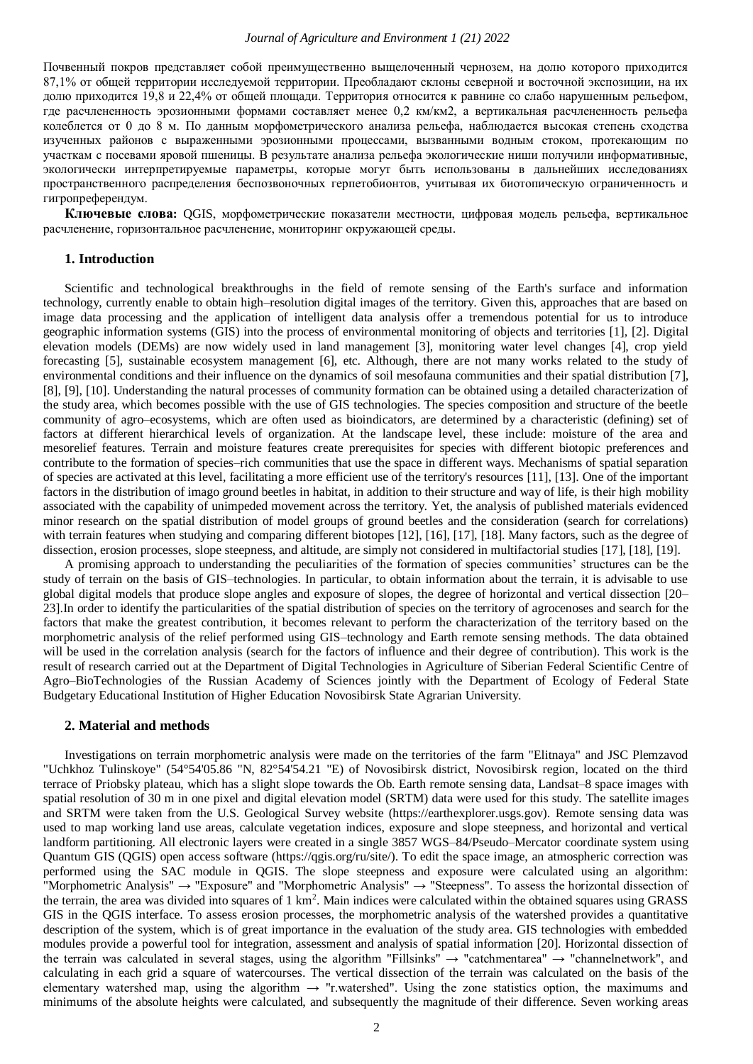Почвенный покров представляет собой преимущественно выщелоченный чернозем, на долю которого приходится 87,1% от общей территории исследуемой территории. Преобладают склоны северной и восточной экспозиции, на их долю приходится 19,8 и 22,4% от общей площади. Территория относится к равнине со слабо нарушенным рельефом, где расчлененность эрозионными формами составляет менее 0,2 км/км2, а вертикальная расчлененность рельефа колеблется от 0 до 8 м. По данным морфометрического анализа рельефа, наблюдается высокая степень сходства изученных районов с выраженными эрозионными процессами, вызванными водным стоком, протекающим по участкам с посевами яровой пшеницы. В результате анализа рельефа экологические ниши получили информативные, экологически интерпретируемые параметры, которые могут быть использованы в дальнейших исследованиях пространственного распределения беспозвоночных герпетобионтов, учитывая их биотопическую ограниченность и гигропреферендум.

**Ключевые слова:** QGIS, морфометрические показатели местности, цифровая модель рельефа, вертикальное расчленение, горизонтальное расчленение, мониторинг окружающей среды.

## 1. Introduction

Scientific and technological breakthroughs in the field of remote sensing of the Earth's surface and information technology, currently enable to obtain high–resolution digital images of the territory. Given this, approaches that are based on image data processing and the application of intelligent data analysis offer a tremendous potential for us to introduce geographic information systems (GIS) into the process of environmental monitoring of objects and territories [1], [2]. Digital elevation models (DEMs) are now widely used in land management [3], monitoring water level changes [4], crop yield forecasting [5], sustainable ecosystem management [6], etc. Although, there are not many works related to the study of environmental conditions and their influence on the dynamics of soil mesofauna communities and their spatial distribution [7], [8], [9], [10]. Understanding the natural processes of community formation can be obtained using a detailed characterization of the study area, which becomes possible with the use of GIS technologies. The species composition and structure of the beetle community of agro–ecosystems, which are often used as bioindicators, are determined by a characteristic (defining) set of factors at different hierarchical levels of organization. At the landscape level, these include: moisture of the area and mesorelief features. Terrain and moisture features create prerequisites for species with different biotopic preferences and contribute to the formation of species–rich communities that use the space in different ways. Mechanisms of spatial separation of species are activated at this level, facilitating a more efficient use of the territory's resources [11], [13]. One of the important factors in the distribution of imago ground beetles in habitat, in addition to their structure and way of life, is their high mobility associated with the capability of unimpeded movement across the territory. Yet, the analysis of published materials evidenced minor research on the spatial distribution of model groups of ground beetles and the consideration (search for correlations) with terrain features when studying and comparing different biotopes [12], [16], [17], [18]. Many factors, such as the degree of dissection, erosion processes, slope steepness, and altitude, are simply not considered in multifactorial studies [17], [18], [19].

A promising approach to understanding the peculiarities of the formation of species communities' structures can be the study of terrain on the basis of GIS–technologies. In particular, to obtain information about the terrain, it is advisable to use global digital models that produce slope angles and exposure of slopes, the degree of horizontal and vertical dissection [20–23].In order to identify the particularities of the spatial distribution of species on the territory of agrocenoses and search for the factors that make the greatest contribution, it becomes relevant to perform the characterization of the territory based on the morphometric analysis of the relief performed using GIS–technology and Earth remote sensing methods. The data obtained will be used in the correlation analysis (search for the factors of influence and their degree of contribution). This work is the result of research carried out at the Department of Digital Technologies in Agriculture of Siberian Federal Scientific Centre of Agro–BioTechnologies of the Russian Academy of Sciences jointly with the Department of Ecology of Federal State Budgetary Educational Institution of Higher Education Novosibirsk State Agrarian University.

## 2. Material and methods

Investigations on terrain morphometric analysis were made on the territories of the farm "Elitnaya" and JSC Plemzavod "Uchkhoz Tulinskoye" (54°54'05.86 "N, 82°54'54.21 "E) of Novosibirsk district, Novosibirsk region, located on the third terrace of Priobsky plateau, which has a slight slope towards the Ob. Earth remote sensing data, Landsat–8 space images with spatial resolution of 30 m in one pixel and digital elevation model (SRTM) data were used for this study. The satellite images and SRTM were taken from the U.S. Geological Survey website (https://earthexplorer.usgs.gov). Remote sensing data was used to map working land use areas, calculate vegetation indices, exposure and slope steepness, and horizontal and vertical landform partitioning. All electronic layers were created in a single 3857 WGS–84/Pseudo–Mercator coordinate system using Quantum GIS (QGIS) open access software (https://qgis.org/ru/site/). To edit the space image, an atmospheric correction was performed using the SAC module in QGIS. The slope steepness and exposure were calculated using an algorithm: "Morphometric Analysis" → "Exposure" and "Morphometric Analysis" → "Steepness". To assess the horizontal dissection of the terrain, the area was divided into squares of 1 km$^2$. Main indices were calculated within the obtained squares using GRASS GIS in the QGIS interface. To assess erosion processes, the morphometric analysis of the watershed provides a quantitative description of the system, which is of great importance in the evaluation of the study area. GIS technologies with embedded modules provide a powerful tool for integration, assessment and analysis of spatial information [20]. Horizontal dissection of the terrain was calculated in several stages, using the algorithm "Fillsinks" → "catchmentarea" → "channelnetwork", and calculating in each grid a square of watercourses. The vertical dissection of the terrain was calculated on the basis of the elementary watershed map, using the algorithm → "r.watershed". Using the zone statistics option, the maximums and minimums of the absolute heights were calculated, and subsequently the magnitude of their difference. Seven working areas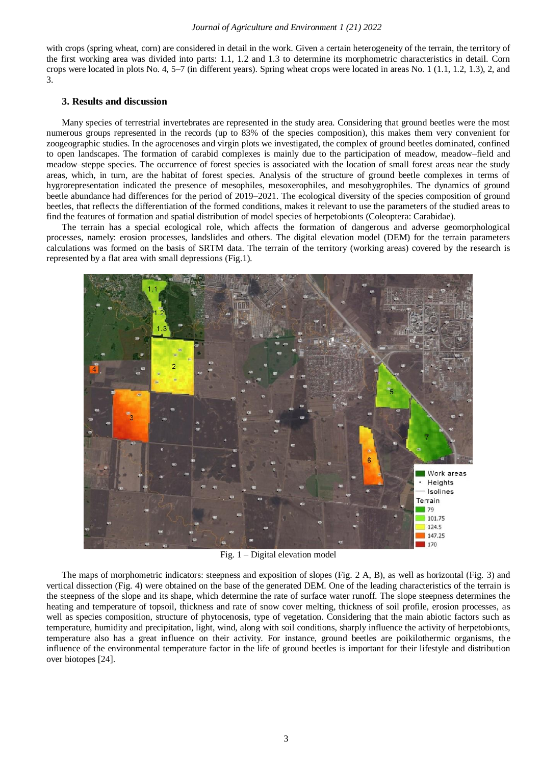with crops (spring wheat, corn) are considered in detail in the work. Given a certain heterogeneity of the terrain, the territory of the first working area was divided into parts: 1.1, 1.2 and 1.3 to determine its morphometric characteristics in detail. Corn crops were located in plots No. 4, 5–7 (in different years). Spring wheat crops were located in areas No. 1 (1.1, 1.2, 1.3), 2, and 3.

## 3. Results and discussion

Many species of terrestrial invertebrates are represented in the study area. Considering that ground beetles were the most numerous groups represented in the records (up to 83% of the species composition), this makes them very convenient for zoogeographic studies. In the agrocenoses and virgin plots we investigated, the complex of ground beetles dominated, confined to open landscapes. The formation of carabid complexes is mainly due to the participation of meadow, meadow–field and meadow–steppe species. The occurrence of forest species is associated with the location of small forest areas near the study areas, which, in turn, are the habitat of forest species. Analysis of the structure of ground beetle complexes in terms of hygrorepresentation indicated the presence of mesophiles, mesoxerophiles, and mesohygrophiles. The dynamics of ground beetle abundance had differences for the period of 2019–2021. The ecological diversity of the species composition of ground beetles, that reflects the differentiation of the formed conditions, makes it relevant to use the parameters of the studied areas to find the features of formation and spatial distribution of model species of herpetobionts (Coleoptera: Carabidae).

The terrain has a special ecological role, which affects the formation of dangerous and adverse geomorphological processes, namely: erosion processes, landslides and others. The digital elevation model (DEM) for the terrain parameters calculations was formed on the basis of SRTM data. The terrain of the territory (working areas) covered by the research is represented by a flat area with small depressions (Fig.1).

Fig. 1 – Digital elevation model

The maps of morphometric indicators: steepness and exposition of slopes (Fig. 2 A, B), as well as horizontal (Fig. 3) and vertical dissection (Fig. 4) were obtained on the base of the generated DEM. One of the leading characteristics of the terrain is the steepness of the slope and its shape, which determine the rate of surface water runoff. The slope steepness determines the heating and temperature of topsoil, thickness and rate of snow cover melting, thickness of soil profile, erosion processes, as well as species composition, structure of phytocenosis, type of vegetation. Considering that the main abiotic factors such as temperature, humidity and precipitation, light, wind, along with soil conditions, sharply influence the activity of herpetobionts, temperature also has a great influence on their activity. For instance, ground beetles are poikilothermic organisms, the influence of the environmental temperature factor in the life of ground beetles is important for their lifestyle and distribution over biotopes [24].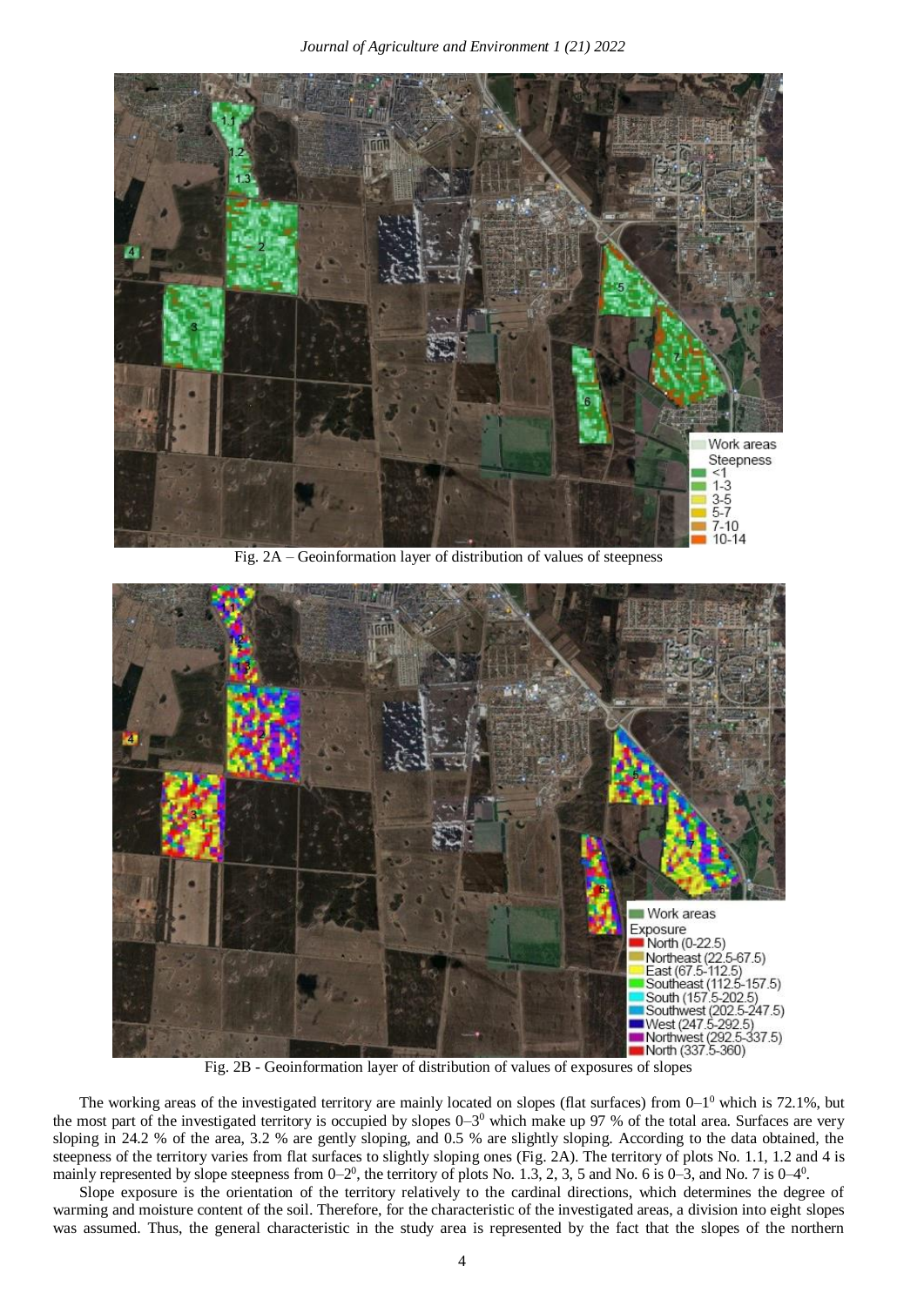Fig. 2A – Geoinformation layer of distribution of values of steepness

Fig. 2B - Geoinformation layer of distribution of values of exposures of slopes

The working areas of the investigated territory are mainly located on slopes (flat surfaces) from 0–1$^0$ which is 72.1%, but the most part of the investigated territory is occupied by slopes 0–3$^0$ which make up 97 % of the total area. Surfaces are very sloping in 24.2 % of the area, 3.2 % are gently sloping, and 0.5 % are slightly sloping. According to the data obtained, the steepness of the territory varies from flat surfaces to slightly sloping ones (Fig. 2A). The territory of plots No. 1.1, 1.2 and 4 is mainly represented by slope steepness from 0–2$^0$, the territory of plots No. 1.3, 2, 3, 5 and No. 6 is 0–3, and No. 7 is 0–4$^0$.

Slope exposure is the orientation of the territory relatively to the cardinal directions, which determines the degree of warming and moisture content of the soil. Therefore, for the characteristic of the investigated areas, a division into eight slopes was assumed. Thus, the general characteristic in the study area is represented by the fact that the slopes of the northern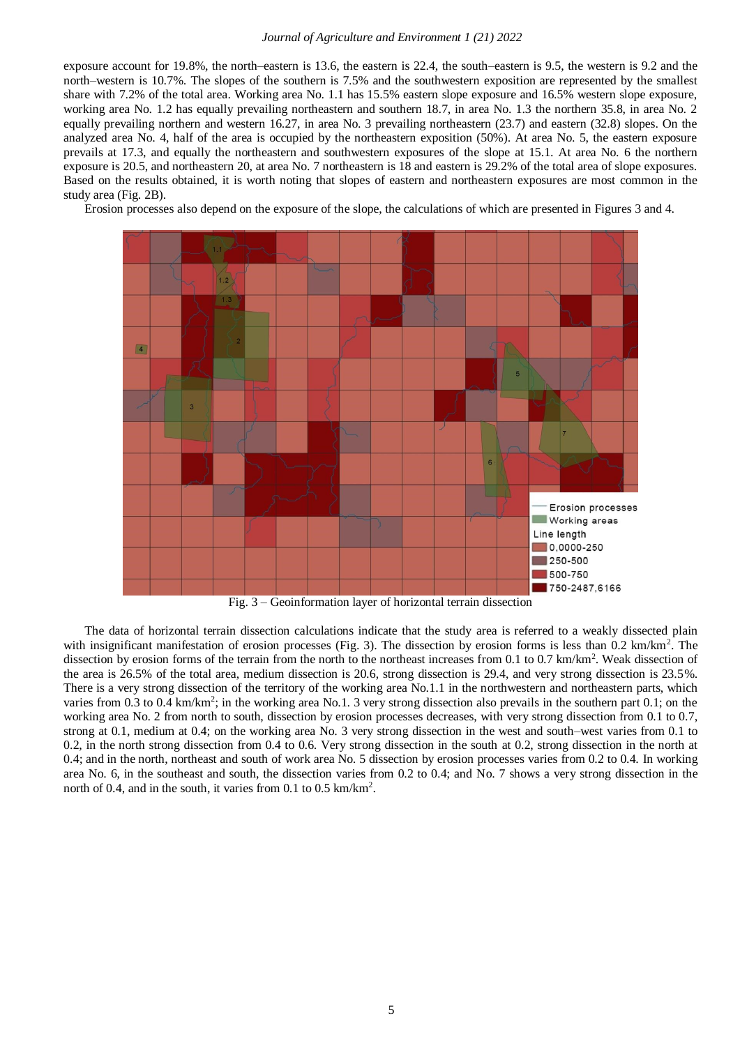exposure account for 19.8%, the north–eastern is 13.6, the eastern is 22.4, the south–eastern is 9.5, the western is 9.2 and the north–western is 10.7%. The slopes of the southern is 7.5% and the southwestern exposition are represented by the smallest share with 7.2% of the total area. Working area No. 1.1 has 15.5% eastern slope exposure and 16.5% western slope exposure, working area No. 1.2 has equally prevailing northeastern and southern 18.7, in area No. 1.3 the northern 35.8, in area No. 2 equally prevailing northern and western 16.27, in area No. 3 prevailing northeastern (23.7) and eastern (32.8) slopes. On the analyzed area No. 4, half of the area is occupied by the northeastern exposition (50%). At area No. 5, the eastern exposure prevails at 17.3, and equally the northeastern and southwestern exposures of the slope at 15.1. At area No. 6 the northern exposure is 20.5, and northeastern 20, at area No. 7 northeastern is 18 and eastern is 29.2% of the total area of slope exposures. Based on the results obtained, it is worth noting that slopes of eastern and northeastern exposures are most common in the study area (Fig. 2B).

Erosion processes also depend on the exposure of the slope, the calculations of which are presented in Figures 3 and 4.

Fig. 3 – Geoinformation layer of horizontal terrain dissection

The data of horizontal terrain dissection calculations indicate that the study area is referred to a weakly dissected plain with insignificant manifestation of erosion processes (Fig. 3). The dissection by erosion forms is less than 0.2 km/km$^2$. The dissection by erosion forms of the terrain from the north to the northeast increases from 0.1 to 0.7 km/km$^2$. Weak dissection of the area is 26.5% of the total area, medium dissection is 20.6, strong dissection is 29.4, and very strong dissection is 23.5%. There is a very strong dissection of the territory of the working area No.1.1 in the northwestern and northeastern parts, which varies from 0.3 to 0.4 km/km$^2$; in the working area No.1. 3 very strong dissection also prevails in the southern part 0.1; on the working area No. 2 from north to south, dissection by erosion processes decreases, with very strong dissection from 0.1 to 0.7, strong at 0.1, medium at 0.4; on the working area No. 3 very strong dissection in the west and south–west varies from 0.1 to 0.2, in the north strong dissection from 0.4 to 0.6. Very strong dissection in the south at 0.2, strong dissection in the north at 0.4; and in the north, northeast and south of work area No. 5 dissection by erosion processes varies from 0.2 to 0.4. In working area No. 6, in the southeast and south, the dissection varies from 0.2 to 0.4; and No. 7 shows a very strong dissection in the north of 0.4, and in the south, it varies from 0.1 to 0.5 km/km$^2$.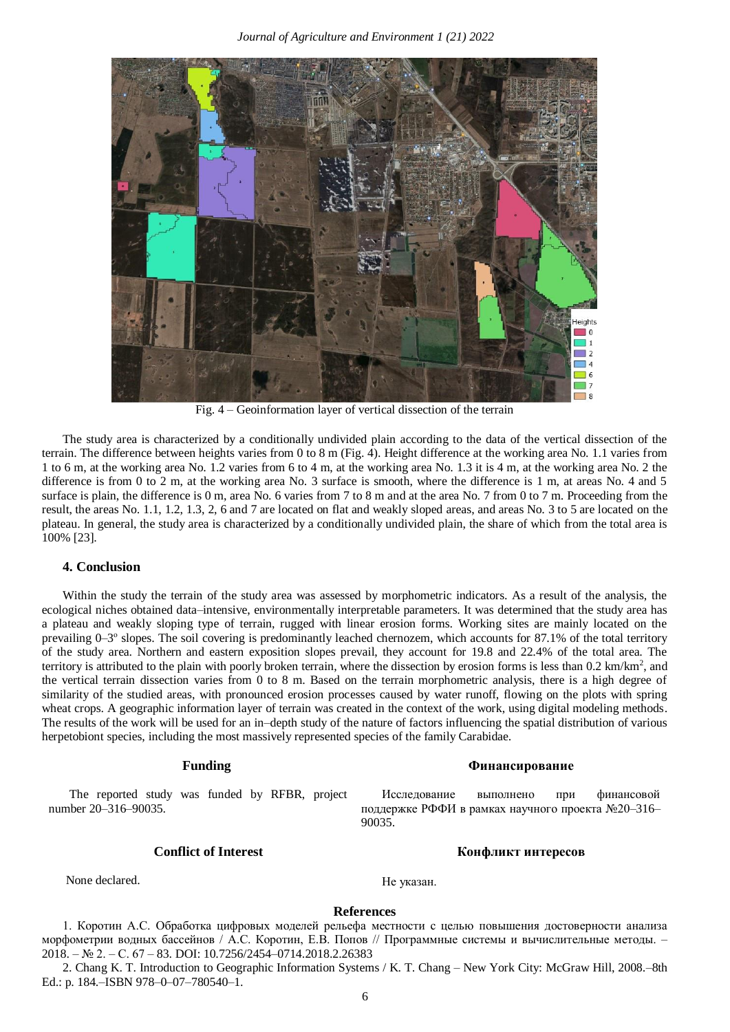Fig. 4 – Geoinformation layer of vertical dissection of the terrain

The study area is characterized by a conditionally undivided plain according to the data of the vertical dissection of the terrain. The difference between heights varies from 0 to 8 m (Fig. 4). Height difference at the working area No. 1.1 varies from 1 to 6 m, at the working area No. 1.2 varies from 6 to 4 m, at the working area No. 1.3 it is 4 m, at the working area No. 2 the difference is from 0 to 2 m, at the working area No. 3 surface is smooth, where the difference is 1 m, at areas No. 4 and 5 surface is plain, the difference is 0 m, area No. 6 varies from 7 to 8 m and at the area No. 7 from 0 to 7 m. Proceeding from the result, the areas No. 1.1, 1.2, 1.3, 2, 6 and 7 are located on flat and weakly sloped areas, and areas No. 3 to 5 are located on the plateau. In general, the study area is characterized by a conditionally undivided plain, the share of which from the total area is 100% [23].

## 4. Conclusion

Within the study the terrain of the study area was assessed by morphometric indicators. As a result of the analysis, the ecological niches obtained data–intensive, environmentally interpretable parameters. It was determined that the study area has a plateau and weakly sloping type of terrain, rugged with linear erosion forms. Working sites are mainly located on the prevailing 0–3$^{o}$ slopes. The soil covering is predominantly leached chernozem, which accounts for 87.1% of the total territory of the study area. Northern and eastern exposition slopes prevail, they account for 19.8 and 22.4% of the total area. The territory is attributed to the plain with poorly broken terrain, where the dissection by erosion forms is less than 0.2 km/km$^2$, and the vertical terrain dissection varies from 0 to 8 m. Based on the terrain morphometric analysis, there is a high degree of similarity of the studied areas, with pronounced erosion processes caused by water runoff, flowing on the plots with spring wheat crops. A geographic information layer of terrain was created in the context of the work, using digital modeling methods. The results of the work will be used for an in–depth study of the nature of factors influencing the spatial distribution of various herpetobiont species, including the most massively represented species of the family Carabidae.

### Funding

The reported study was funded by RFBR, project number 20–316–90035.

### Финансирование

Исследование выполнено при финансовой поддержке РФФИ в рамках научного проекта №20–316–90035.

### Conflict of Interest

None declared.

### Конфликт интересов

Не указан.

### References

1. Коротин А.С. Обработка цифровых моделей рельефа местности с целью повышения достоверности анализа морфометрии водных бассейнов / А.С. Коротин, Е.В. Попов // Программные системы и вычислительные методы. – 2018. – № 2. – С. 67 – 83. DOI: 10.7256/2454–0714.2018.2.26383

2. Chang K. T. Introduction to Geographic Information Systems / K. T. Chang – New York City: McGraw Hill, 2008.–8th Ed.: p. 184.–ISBN 978–0–07–780540–1.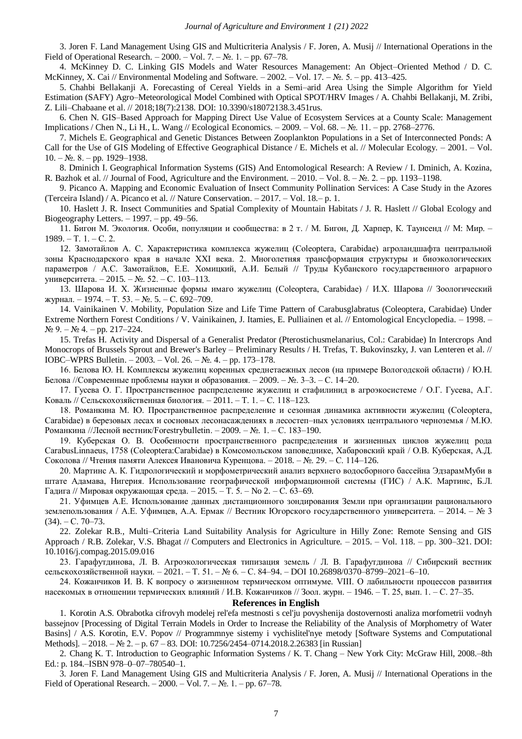3. Joren F. Land Management Using GIS and Multicriteria Analysis / F. Joren, A. Musij // International Operations in the Field of Operational Research. – 2000. – Vol. 7. – №. 1. – pp. 67–78.

4. McKinney D. C. Linking GIS Models and Water Resources Management: An Object–Oriented Method / D. C. McKinney, X. Cai // Environmental Modeling and Software. – 2002. – Vol. 17. – №. 5. – pp. 413–425.

5. Chahbi Bellakanji A. Forecasting of Cereal Yields in a Semi–arid Area Using the Simple Algorithm for Yield Estimation (SAFY) Agro–Meteorological Model Combined with Optical SPOT/HRV Images / A. Chahbi Bellakanji, M. Zribi, Z. Lili–Chabaane et al. // 2018;18(7):2138. DOI: 10.3390/s18072138.3.451rus.

6. Chen N. GIS–Based Approach for Mapping Direct Use Value of Ecosystem Services at a County Scale: Management Implications / Chen N., Li H., L. Wang // Ecological Economics. – 2009. – Vol. 68. – №. 11. – pp. 2768–2776.

7. Michels E. Geographical and Genetic Distances Between Zooplankton Populations in a Set of Interconnected Ponds: A Call for the Use of GIS Modeling of Effective Geographical Distance / E. Michels et al. // Molecular Ecology. – 2001. – Vol. 10. – №. 8. – pp. 1929–1938.

8. Dminich I. Geographical Information Systems (GIS) And Entomological Research: A Review / I. Dminich, A. Kozina, R. Bazhok et al. // Journal of Food, Agriculture and the Environment. – 2010. – Vol. 8. – №. 2. – pp. 1193–1198.

9. Picanco A. Mapping and Economic Evaluation of Insect Community Pollination Services: A Case Study in the Azores (Terceira Island) / A. Picanco et al. // Nature Conservation. – 2017. – Vol. 18.– p. 1.

10. Haslett J. R. Insect Communities and Spatial Complexity of Mountain Habitats / J. R. Haslett // Global Ecology and Biogeography Letters. – 1997. – pp. 49–56.

11. Бигон М. Экология. Особи, популяции и сообщества: в 2 т. / М. Бигон, Д. Харпер, К. Таунсенд // М: Мир. – 1989. – Т. 1. – С. 2.

12. Замотайлов А. С. Характеристика комплекса жужелиц (Coleoptera, Carabidae) агроландшафта центральной зоны Краснодарского края в начале XXI века. 2. Многолетняя трансформация структуры и биоэкологических параметров / А.С. Замотайлов, Е.Е. Хомицкий, А.И. Белый // Труды Кубанского государственного аграрного университета. – 2015. – №. 52. – С. 103–113.

13. Шарова И. Х. Жизненные формы имаго жужелиц (Coleoptera, Carabidae) / И.Х. Шарова // Зоологический журнал. – 1974. – Т. 53. – №. 5. – С. 692–709.

14. Vainikainen V. Mobility, Population Size and Life Time Pattern of Carabusglabratus (Coleoptera, Carabidae) Under Extreme Northern Forest Conditions / V. Vainikainen, J. Itamies, E. Pulliainen et al. // Entomological Encyclopedia. – 1998. – № 9. – № 4. – pp. 217–224.

15. Trefas H. Activity and Dispersal of a Generalist Predator (Pterostichusmelanarius, Col.: Carabidae) In Intercrops And Monocrops of Brussels Sprout and Brewer's Barley – Preliminary Results / H. Trefas, T. Bukovinszky, J. van Lenteren et al. // IOBC–WPRS Bulletin. – 2003. – Vol. 26. – №. 4. – pp. 173–178.

16. Белова Ю. Н. Комплексы жужелиц коренных среднетаежных лесов (на примере Вологодской области) / Ю.Н. Белова //Современные проблемы науки и образования. – 2009. – №. 3–3. – С. 14–20.

17. Гусева О. Г. Пространственное распределение жужелиц и стафилинид в агроэкосистеме / О.Г. Гусева, А.Г. Коваль // Сельскохозяйственная биология. – 2011. – Т. 1. – С. 118–123.

18. Романкина М. Ю. Пространственное распределение и сезонная динамика активности жужелиц (Coleoptera, Carabidae) в березовых лесах и сосновых лесонасаждениях в лесостеп–ных условиях центрального черноземья / М.Ю. Романкина //Лесной вестник/Forestrybulletin. – 2009. – №. 1. – С. 183–190.

19. Куберская О. В. Особенности пространственного распределения и жизненных циклов жужелиц рода CarabusLinnaeus, 1758 (Coleoptera:Carabidae) в Комсомольском заповеднике, Хабаровский край / О.В. Куберская, А.Д. Соколова // Чтения памяти Алексея Ивановича Куренцова. – 2018. – №. 29. – С. 114–126.

20. Мартинс А. К. Гидрологический и морфометрический анализ верхнего водосборного бассейна ЭдзарамМуби в штате Адамава, Нигерия. Использование географической информационной системы (ГИС) / А.К. Мартинс, Б.Л. Гадига // Мировая окружающая среда. – 2015. – Т. 5. – No 2. – С. 63–69.

21. Уфимцев А.Е. Использование данных дистанционного зондирования Земли при организации рационального землепользования / А.Е. Уфимцев, А.А. Ермак // Вестник Югорского государственного университета. – 2014. – № 3 (34). – С. 70–73.

22. Zolekar R.B., Multi–Criteria Land Suitability Analysis for Agriculture in Hilly Zone: Remote Sensing and GIS Approach / R.B. Zolekar, V.S. Bhagat // Computers and Electronics in Agriculture. – 2015. – Vol. 118. – pp. 300–321. DOI: 10.1016/j.compag.2015.09.016

23. Гарафутдинова, Л. В. Агроэкологическая типизация земель / Л. В. Гарафутдинова // Сибирский вестник сельскохозяйственной науки. – 2021. – Т. 51. – № 6. – С. 84–94. – DOI 10.26898/0370–8799–2021–6–10.

24. Кожанчиков И. В. К вопросу о жизненном термическом оптимуме. VIII. О лабильности процессов развития насекомых в отношении термических влияний / И.В. Кожанчиков // Зоол. журн. – 1946. – Т. 25, вып. 1. – С. 27–35.

## References in English

1. Korotin A.S. Obrabotka cifrovyh modelej rel'efa mestnosti s cel'ju povyshenija dostovernosti analiza morfometrii vodnyh bassejnov [Processing of Digital Terrain Models in Order to Increase the Reliability of the Analysis of Morphometry of Water Basins] / A.S. Korotin, E.V. Popov // Programmnye sistemy i vychislitel'nye metody [Software Systems and Computational Methods]. – 2018. – № 2. – p. 67 – 83. DOI: 10.7256/2454–0714.2018.2.26383 [in Russian]

2. Chang K. T. Introduction to Geographic Information Systems / K. T. Chang – New York City: McGraw Hill, 2008.–8th Ed.: p. 184.–ISBN 978–0–07–780540–1.

3. Joren F. Land Management Using GIS and Multicriteria Analysis / F. Joren, A. Musij // International Operations in the Field of Operational Research. – 2000. – Vol. 7. – №. 1. – pp. 67–78.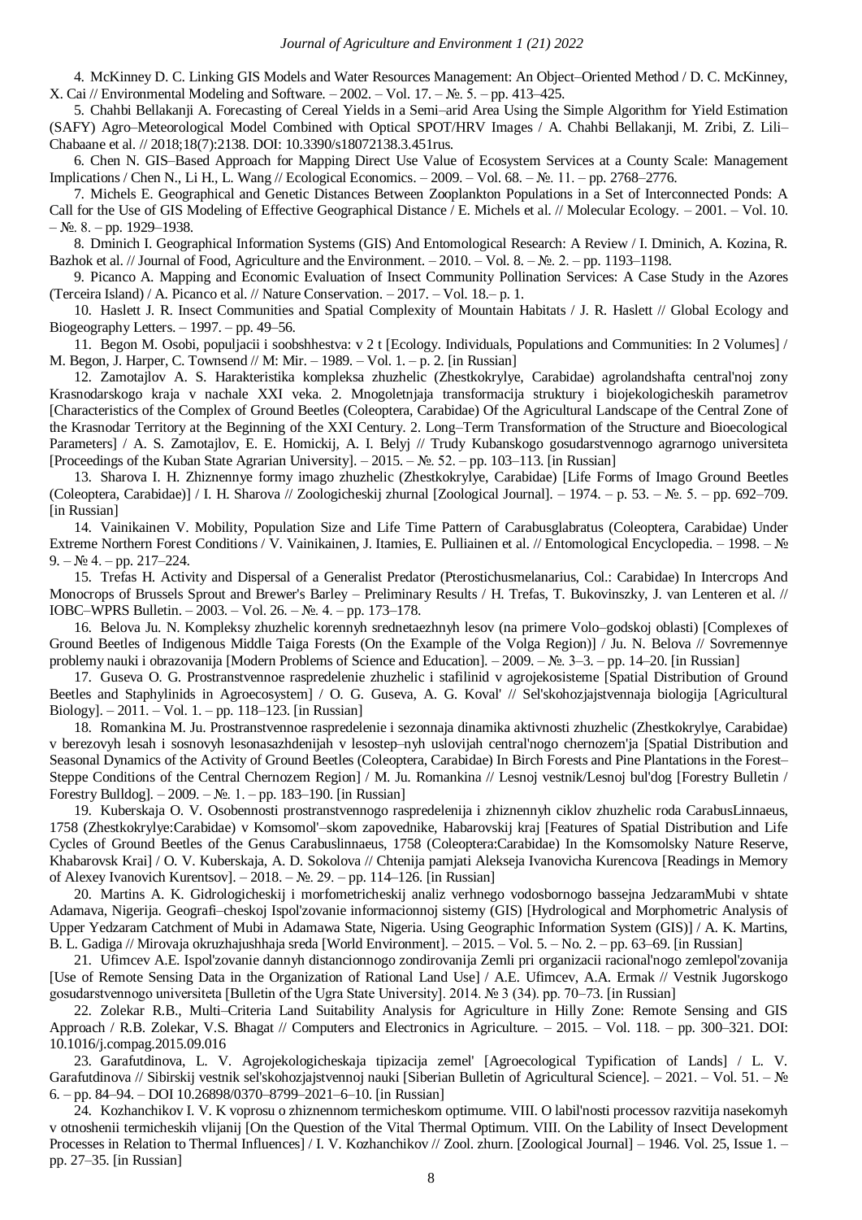4. McKinney D. C. Linking GIS Models and Water Resources Management: An Object–Oriented Method / D. C. McKinney, X. Cai // Environmental Modeling and Software. – 2002. – Vol. 17. – №. 5. – pp. 413–425.

5. Chahbi Bellakanji A. Forecasting of Cereal Yields in a Semi–arid Area Using the Simple Algorithm for Yield Estimation (SAFY) Agro–Meteorological Model Combined with Optical SPOT/HRV Images / A. Chahbi Bellakanji, M. Zribi, Z. Lili–Chabaane et al. // 2018;18(7):2138. DOI: 10.3390/s18072138.3.451rus.

6. Chen N. GIS–Based Approach for Mapping Direct Use Value of Ecosystem Services at a County Scale: Management Implications / Chen N., Li H., L. Wang // Ecological Economics. – 2009. – Vol. 68. – №. 11. – pp. 2768–2776.

7. Michels E. Geographical and Genetic Distances Between Zooplankton Populations in a Set of Interconnected Ponds: A Call for the Use of GIS Modeling of Effective Geographical Distance / E. Michels et al. // Molecular Ecology. – 2001. – Vol. 10. – №. 8. – pp. 1929–1938.

8. Dminich I. Geographical Information Systems (GIS) And Entomological Research: A Review / I. Dminich, A. Kozina, R. Bazhok et al. // Journal of Food, Agriculture and the Environment. – 2010. – Vol. 8. – №. 2. – pp. 1193–1198.

9. Picanco A. Mapping and Economic Evaluation of Insect Community Pollination Services: A Case Study in the Azores (Terceira Island) / A. Picanco et al. // Nature Conservation. – 2017. – Vol. 18.– p. 1.

10. Haslett J. R. Insect Communities and Spatial Complexity of Mountain Habitats / J. R. Haslett // Global Ecology and Biogeography Letters. – 1997. – pp. 49–56.

11. Begon M. Osobi, populjacii i soobshhestva: v 2 t [Ecology. Individuals, Populations and Communities: In 2 Volumes] / M. Begon, J. Harper, C. Townsend // M: Mir. – 1989. – Vol. 1. – p. 2. [in Russian]

12. Zamotajlov A. S. Harakteristika kompleksa zhuzhelic (Zhestkokrylye, Carabidae) agrolandshafta central'noj zony Krasnodarskogo kraja v nachale XXI veka. 2. Mnogoletnjaja transformacija struktury i biojekologicheskih parametrov [Characteristics of the Complex of Ground Beetles (Coleoptera, Carabidae) Of the Agricultural Landscape of the Central Zone of the Krasnodar Territory at the Beginning of the XXI Century. 2. Long–Term Transformation of the Structure and Bioecological Parameters] / A. S. Zamotajlov, E. E. Homickij, A. I. Belyj // Trudy Kubanskogo gosudarstvennogo agrarnogo universiteta [Proceedings of the Kuban State Agrarian University]. – 2015. – №. 52. – pp. 103–113. [in Russian]

13. Sharova I. H. Zhiznennye formy imago zhuzhelic (Zhestkokrylye, Carabidae) [Life Forms of Imago Ground Beetles (Coleoptera, Carabidae)] / I. H. Sharova // Zoologicheskij zhurnal [Zoological Journal]. – 1974. – p. 53. – №. 5. – pp. 692–709. [in Russian]

14. Vainikainen V. Mobility, Population Size and Life Time Pattern of Carabusglabratus (Coleoptera, Carabidae) Under Extreme Northern Forest Conditions / V. Vainikainen, J. Itamies, E. Pulliainen et al. // Entomological Encyclopedia. – 1998. – № 9. – № 4. – pp. 217–224.

15. Trefas H. Activity and Dispersal of a Generalist Predator (Pterostichusmelanarius, Col.: Carabidae) In Intercrops And Monocrops of Brussels Sprout and Brewer's Barley – Preliminary Results / H. Trefas, T. Bukovinszky, J. van Lenteren et al. // IOBC–WPRS Bulletin. – 2003. – Vol. 26. – №. 4. – pp. 173–178.

16. Belova Ju. N. Kompleksy zhuzhelic korennyh srednetaezhnyh lesov (na primere Volo–godskoj oblasti) [Complexes of Ground Beetles of Indigenous Middle Taiga Forests (On the Example of the Volga Region)] / Ju. N. Belova // Sovremennye problemy nauki i obrazovanija [Modern Problems of Science and Education]. – 2009. – №. 3–3. – pp. 14–20. [in Russian]

17. Guseva O. G. Prostranstvennoe raspredelenie zhuzhelic i stafilinid v agrojekosisteme [Spatial Distribution of Ground Beetles and Staphylinids in Agroecosystem] / O. G. Guseva, A. G. Koval' // Sel'skohozjajstvennaja biologija [Agricultural Biology]. – 2011. – Vol. 1. – pp. 118–123. [in Russian]

18. Romankina M. Ju. Prostranstvennoe raspredelenie i sezonnaja dinamika aktivnosti zhuzhelic (Zhestkokrylye, Carabidae) v berezovyh lesah i sosnovyh lesonasazhdenijah v lesostep–nyh uslovijah central'nogo chernozem'ja [Spatial Distribution and Seasonal Dynamics of the Activity of Ground Beetles (Coleoptera, Carabidae) In Birch Forests and Pine Plantations in the Forest–Steppe Conditions of the Central Chernozem Region] / M. Ju. Romankina // Lesnoj vestnik/Lesnoj bul'dog [Forestry Bulletin / Forestry Bulldog]. – 2009. – №. 1. – pp. 183–190. [in Russian]

19. Kuberskaja O. V. Osobennosti prostranstvennogo raspredelenija i zhiznennyh ciklov zhuzhelic roda CarabusLinnaeus, 1758 (Zhestkokrylye:Carabidae) v Komsomol'–skom zapovednike, Habarovskij kraj [Features of Spatial Distribution and Life Cycles of Ground Beetles of the Genus Carabuslinnaeus, 1758 (Coleoptera:Carabidae) In the Komsomolsky Nature Reserve, Khabarovsk Krai] / O. V. Kuberskaja, A. D. Sokolova // Chtenija pamjati Alekseja Ivanovicha Kurencova [Readings in Memory of Alexey Ivanovich Kurentsov]. – 2018. – №. 29. – pp. 114–126. [in Russian]

20. Martins A. K. Gidrologicheskij i morfometricheskij analiz verhnego vodosbornogo bassejna JedzaramMubi v shtate Adamava, Nigerija. Geografi–cheskoj Ispol'zovanie informacionnoj sistemy (GIS) [Hydrological and Morphometric Analysis of Upper Yedzaram Catchment of Mubi in Adamawa State, Nigeria. Using Geographic Information System (GIS)] / A. K. Martins, B. L. Gadiga // Mirovaja okruzhajushhaja sreda [World Environment]. – 2015. – Vol. 5. – No. 2. – pp. 63–69. [in Russian]

21. Ufimcev A.E. Ispol'zovanie dannyh distancionnogo zondirovanija Zemli pri organizacii racional'nogo zemlepol'zovanija [Use of Remote Sensing Data in the Organization of Rational Land Use] / A.E. Ufimcev, A.A. Ermak // Vestnik Jugorskogo gosudarstvennogo universiteta [Bulletin of the Ugra State University]. 2014. № 3 (34). pp. 70–73. [in Russian]

22. Zolekar R.B., Multi–Criteria Land Suitability Analysis for Agriculture in Hilly Zone: Remote Sensing and GIS Approach / R.B. Zolekar, V.S. Bhagat // Computers and Electronics in Agriculture. – 2015. – Vol. 118. – pp. 300–321. DOI: 10.1016/j.compag.2015.09.016

23. Garafutdinova, L. V. Agrojekologicheskaja tipizacija zemel' [Agroecological Typification of Lands] / L. V. Garafutdinova // Sibirskij vestnik sel'skohozjajstvennoj nauki [Siberian Bulletin of Agricultural Science]. – 2021. – Vol. 51. – № 6. – pp. 84–94. – DOI 10.26898/0370–8799–2021–6–10. [in Russian]

24. Kozhanchikov I. V. K voprosu o zhiznennom termicheskom optimume. VIII. O labil'nosti processov razvitija nasekomyh v otnoshenii termicheskih vlijanij [On the Question of the Vital Thermal Optimum. VIII. On the Lability of Insect Development Processes in Relation to Thermal Influences] / I. V. Kozhanchikov // Zool. zhurn. [Zoological Journal] – 1946. Vol. 25, Issue 1. – pp. 27–35. [in Russian]